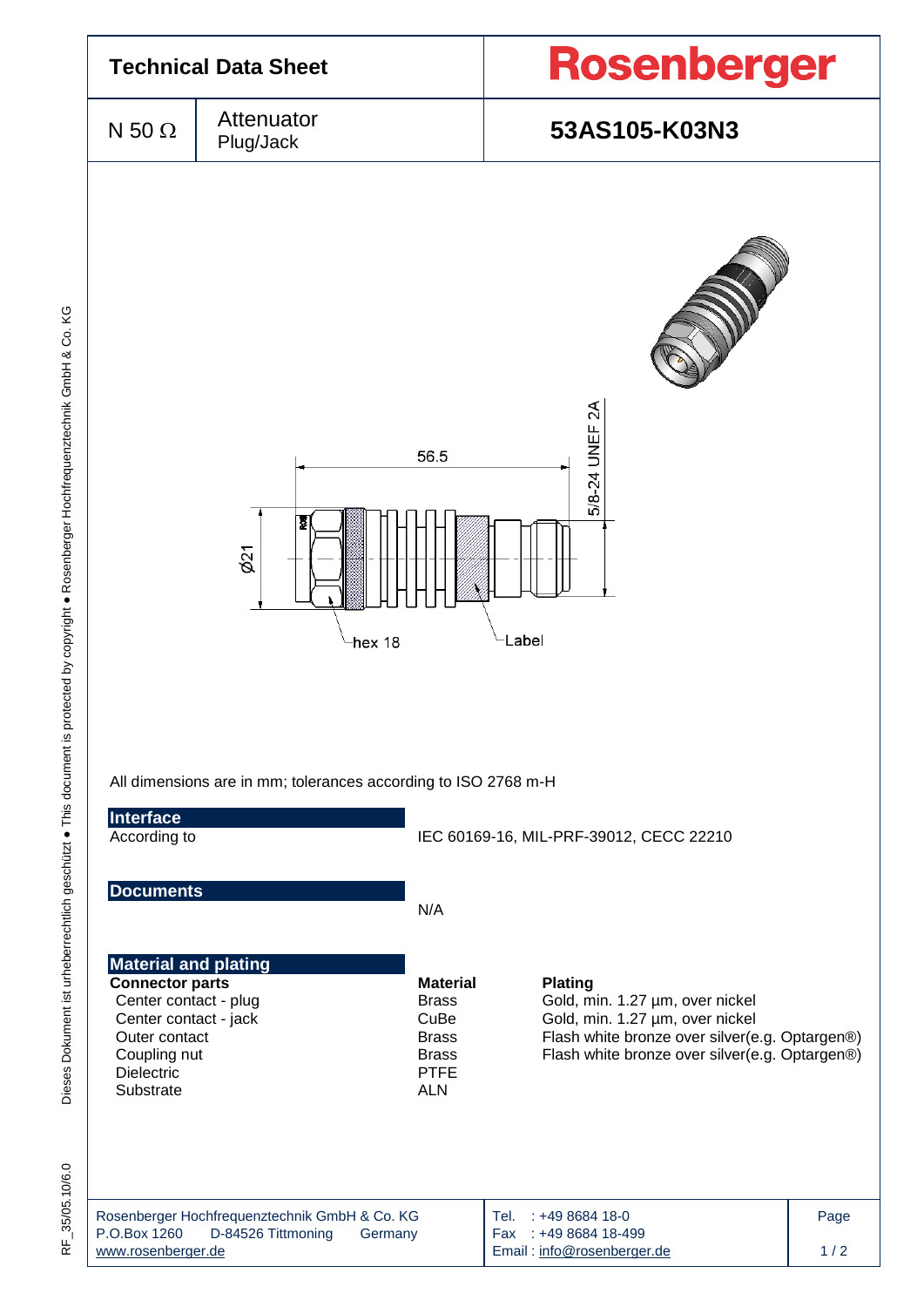# Technical Data Sheet

**Rosenberger**

| N 50 Ω | Attenuator Plug/Jack | **53AS105-K03N3** |
|---|---|---|

56.5

5/8-24 UNEF 2A

Ø21

hex 18

Label

All dimensions are in mm; tolerances according to ISO 2768 m-H

## Interface

| | |
|---|---|
| According to | IEC 60169-16, MIL-PRF-39012, CECC 22210 |

## Documents

N/A

## Material and plating

| **Connector parts** | **Material** | **Plating** |
|---|---|---|
| Center contact - plug | Brass | Gold, min. 1.27 µm, over nickel |
| Center contact - jack | CuBe | Gold, min. 1.27 µm, over nickel |
| Outer contact | Brass | Flash white bronze over silver(e.g. Optargen®) |
| Coupling nut | Brass | Flash white bronze over silver(e.g. Optargen®) |
| Dielectric | PTFE | |
| Substrate | ALN | |

Rosenberger Hochfrequenztechnik GmbH & Co. KG
P.O.Box 1260 D-84526 Tittmoning Germany
www.rosenberger.de

Tel. : +49 8684 18-0
Fax : +49 8684 18-499
Email : info@rosenberger.de

Dieses Dokument ist urheberrechtlich geschützt ● This document is protected by copyright ● Rosenberger Hochfrequenztechnik GmbH & Co. KG

RF_35/05.10/6.0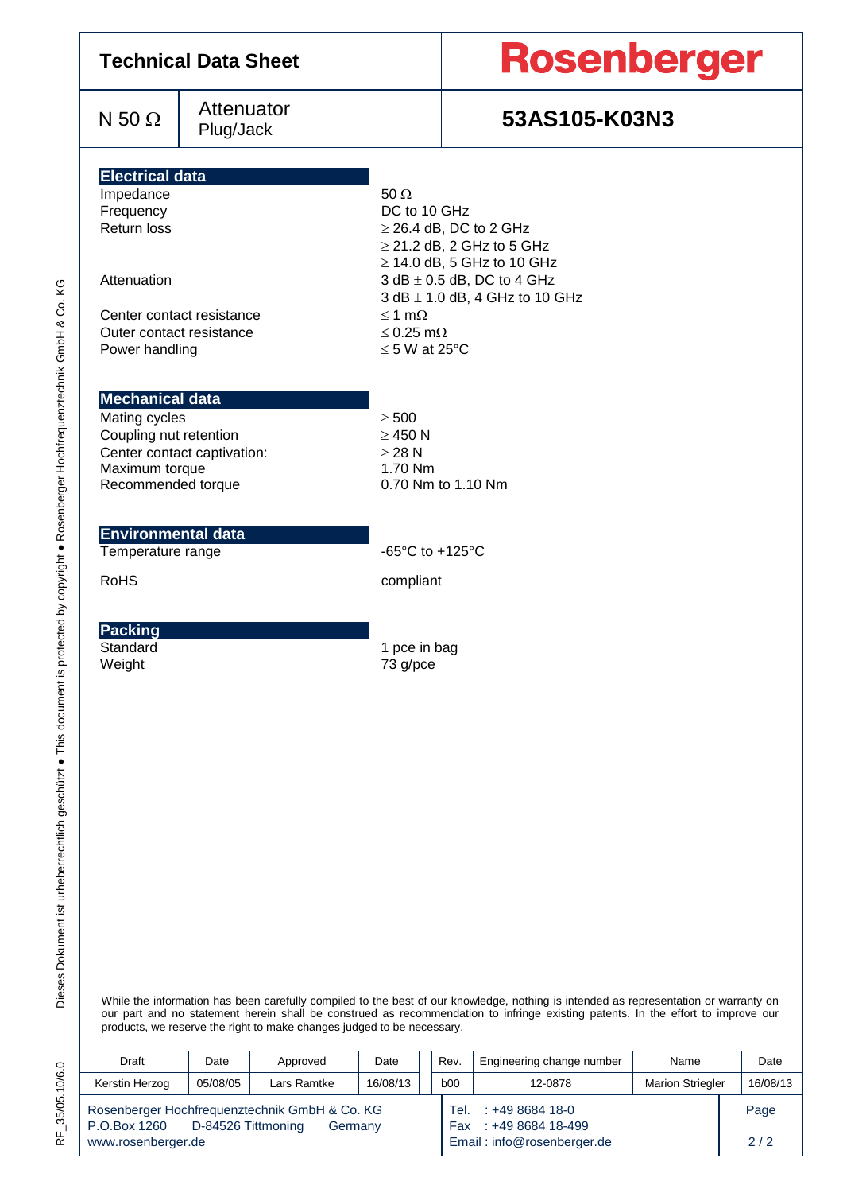# Technical Data Sheet

**Rosenberger**

| | | |
|---|---|---|
| N 50 Ω | Attenuator Plug/Jack | **53AS105-K03N3** |

## Electrical data

| | |
|---|---|
| Impedance | 50 Ω |
| Frequency | DC to 10 GHz |
| Return loss | ≥ 26.4 dB, DC to 2 GHz<br>≥ 21.2 dB, 2 GHz to 5 GHz<br>≥ 14.0 dB, 5 GHz to 10 GHz |
| Attenuation | 3 dB ± 0.5 dB, DC to 4 GHz<br>3 dB ± 1.0 dB, 4 GHz to 10 GHz |
| Center contact resistance | ≤ 1 mΩ |
| Outer contact resistance | ≤ 0.25 mΩ |
| Power handling | ≤ 5 W at 25°C |

## Mechanical data

| | |
|---|---|
| Mating cycles | ≥ 500 |
| Coupling nut retention | ≥ 450 N |
| Center contact captivation: | ≥ 28 N |
| Maximum torque | 1.70 Nm |
| Recommended torque | 0.70 Nm to 1.10 Nm |

## Environmental data

| | |
|---|---|
| Temperature range | -65°C to +125°C |
| RoHS | compliant |

## Packing

| | |
|---|---|
| Standard | 1 pce in bag |
| Weight | 73 g/pce |

While the information has been carefully compiled to the best of our knowledge, nothing is intended as representation or warranty on our part and no statement herein shall be construed as recommendation to infringe existing patents. In the effort to improve our products, we reserve the right to make changes judged to be necessary.

| Draft | Date | Approved | Date | Rev. | Engineering change number | Name | Date |
|---|---|---|---|---|---|---|---|
| Kerstin Herzog | 05/08/05 | Lars Ramtke | 16/08/13 | b00 | 12-0878 | Marion Striegler | 16/08/13 |

Rosenberger Hochfrequenztechnik GmbH & Co. KG
P.O.Box 1260 D-84526 Tittmoning Germany
www.rosenberger.de

Tel. : +49 8684 18-0
Fax : +49 8684 18-499
Email : info@rosenberger.de

Dieses Dokument ist urheberrechtlich geschützt ● This document is protected by copyright ● Rosenberger Hochfrequenztechnik GmbH & Co. KG

RF_35/05.10/6.0